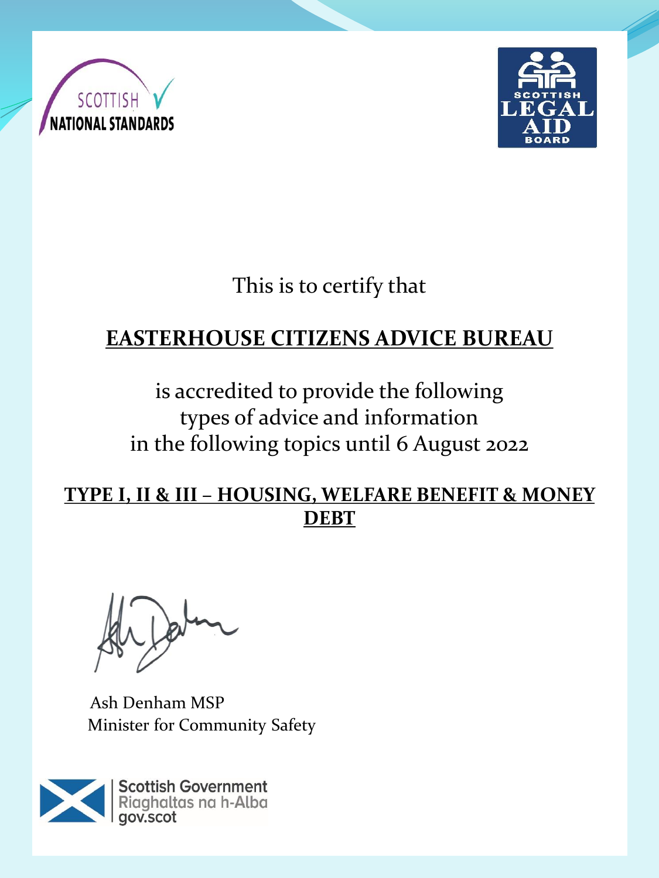SCOTTISH NATIONAL STANDARDS

SCOTTISH LEGAL AID BOARD

This is to certify that

**EASTERHOUSE CITIZENS ADVICE BUREAU**

is accredited to provide the following
types of advice and information
in the following topics until 6 August 2022

**TYPE I, II & III – HOUSING, WELFARE BENEFIT & MONEY DEBT**

Ash Denham MSP
Minister for Community Safety

Scottish Government
Riaghaltas na h-Alba
gov.scot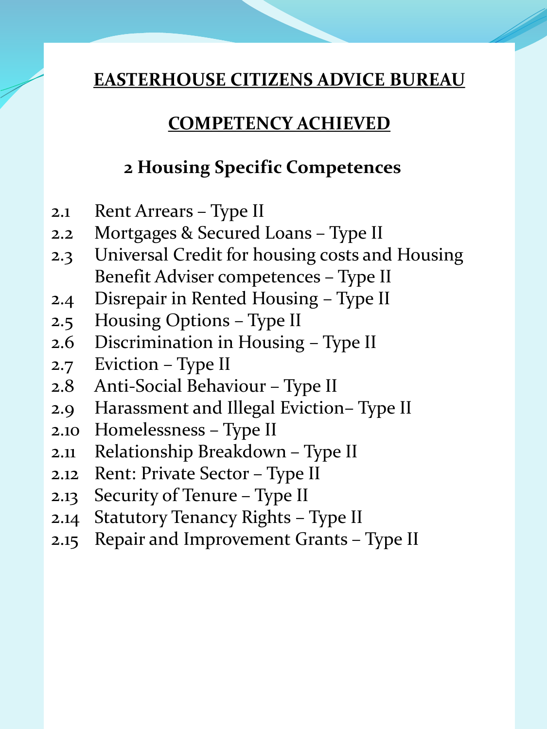# EASTERHOUSE CITIZENS ADVICE BUREAU

## COMPETENCY ACHIEVED

### 2 Housing Specific Competences

2.1 Rent Arrears – Type II
2.2 Mortgages & Secured Loans – Type II
2.3 Universal Credit for housing costs and Housing Benefit Adviser competences – Type II
2.4 Disrepair in Rented Housing – Type II
2.5 Housing Options – Type II
2.6 Discrimination in Housing – Type II
2.7 Eviction – Type II
2.8 Anti-Social Behaviour – Type II
2.9 Harassment and Illegal Eviction– Type II
2.10 Homelessness – Type II
2.11 Relationship Breakdown – Type II
2.12 Rent: Private Sector – Type II
2.13 Security of Tenure – Type II
2.14 Statutory Tenancy Rights – Type II
2.15 Repair and Improvement Grants – Type II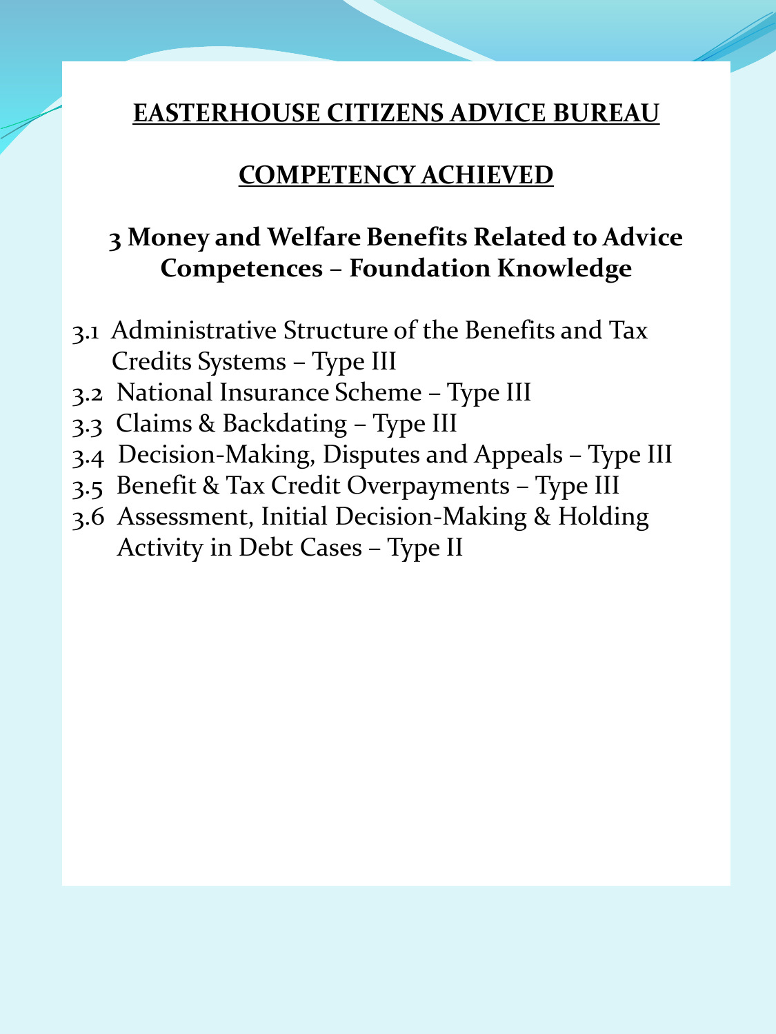# EASTERHOUSE CITIZENS ADVICE BUREAU

## COMPETENCY ACHIEVED

### 3 Money and Welfare Benefits Related to Advice Competences – Foundation Knowledge

3.1 Administrative Structure of the Benefits and Tax Credits Systems – Type III
3.2 National Insurance Scheme – Type III
3.3 Claims & Backdating – Type III
3.4 Decision-Making, Disputes and Appeals – Type III
3.5 Benefit & Tax Credit Overpayments – Type III
3.6 Assessment, Initial Decision-Making & Holding Activity in Debt Cases – Type II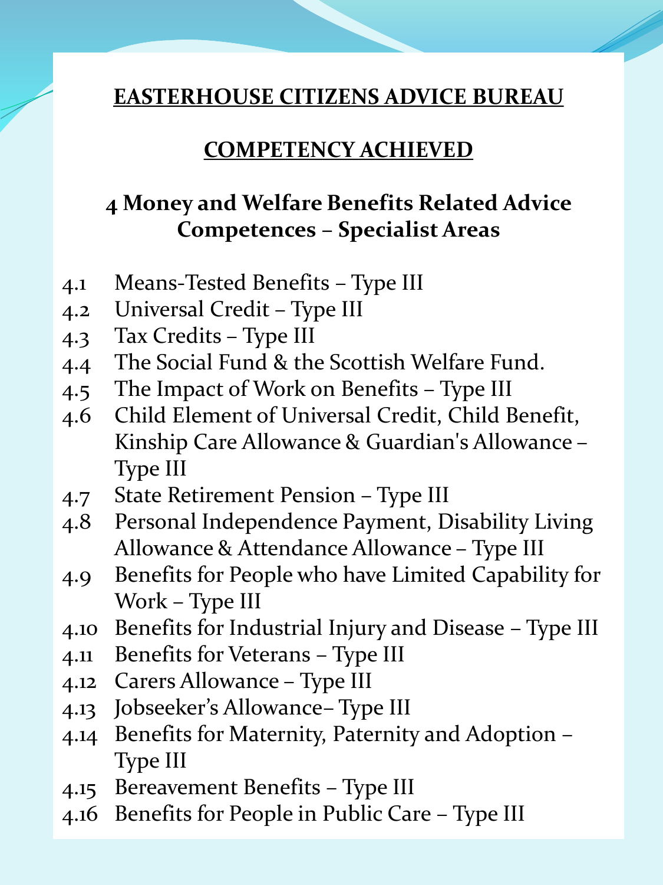# EASTERHOUSE CITIZENS ADVICE BUREAU

## COMPETENCY ACHIEVED

### 4 Money and Welfare Benefits Related Advice Competences – Specialist Areas

- 4.1 Means-Tested Benefits – Type III
- 4.2 Universal Credit – Type III
- 4.3 Tax Credits – Type III
- 4.4 The Social Fund & the Scottish Welfare Fund.
- 4.5 The Impact of Work on Benefits – Type III
- 4.6 Child Element of Universal Credit, Child Benefit, Kinship Care Allowance & Guardian's Allowance – Type III
- 4.7 State Retirement Pension – Type III
- 4.8 Personal Independence Payment, Disability Living Allowance & Attendance Allowance – Type III
- 4.9 Benefits for People who have Limited Capability for Work – Type III
- 4.10 Benefits for Industrial Injury and Disease – Type III
- 4.11 Benefits for Veterans – Type III
- 4.12 Carers Allowance – Type III
- 4.13 Jobseeker's Allowance– Type III
- 4.14 Benefits for Maternity, Paternity and Adoption – Type III
- 4.15 Bereavement Benefits – Type III
- 4.16 Benefits for People in Public Care – Type III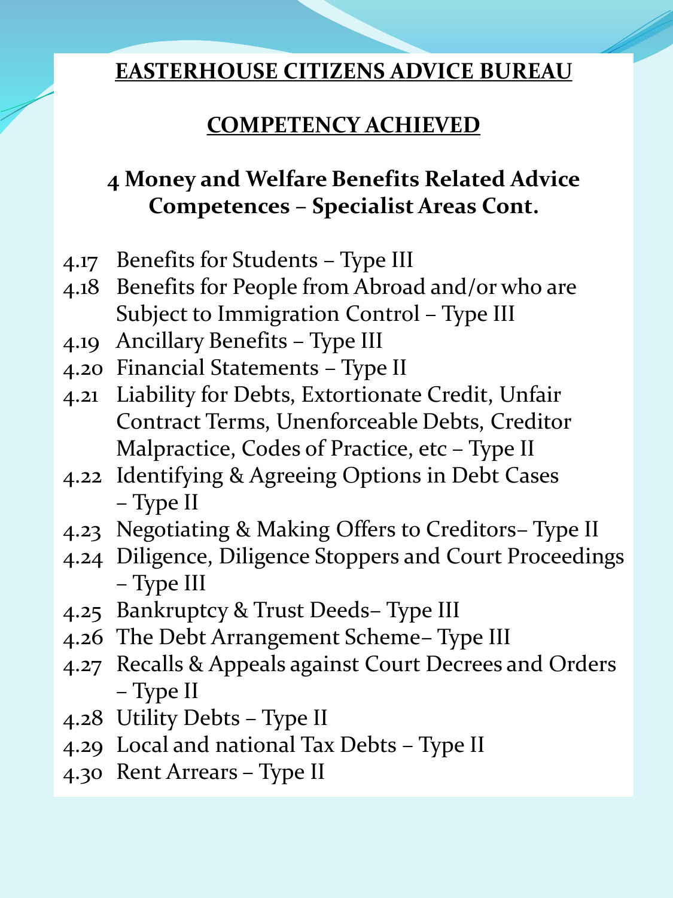# EASTERHOUSE CITIZENS ADVICE BUREAU

## COMPETENCY ACHIEVED

### 4 Money and Welfare Benefits Related Advice Competences – Specialist Areas Cont.

- 4.17 Benefits for Students – Type III
- 4.18 Benefits for People from Abroad and/or who are Subject to Immigration Control – Type III
- 4.19 Ancillary Benefits – Type III
- 4.20 Financial Statements – Type II
- 4.21 Liability for Debts, Extortionate Credit, Unfair Contract Terms, Unenforceable Debts, Creditor Malpractice, Codes of Practice, etc – Type II
- 4.22 Identifying & Agreeing Options in Debt Cases – Type II
- 4.23 Negotiating & Making Offers to Creditors– Type II
- 4.24 Diligence, Diligence Stoppers and Court Proceedings – Type III
- 4.25 Bankruptcy & Trust Deeds– Type III
- 4.26 The Debt Arrangement Scheme– Type III
- 4.27 Recalls & Appeals against Court Decrees and Orders – Type II
- 4.28 Utility Debts – Type II
- 4.29 Local and national Tax Debts – Type II
- 4.30 Rent Arrears – Type II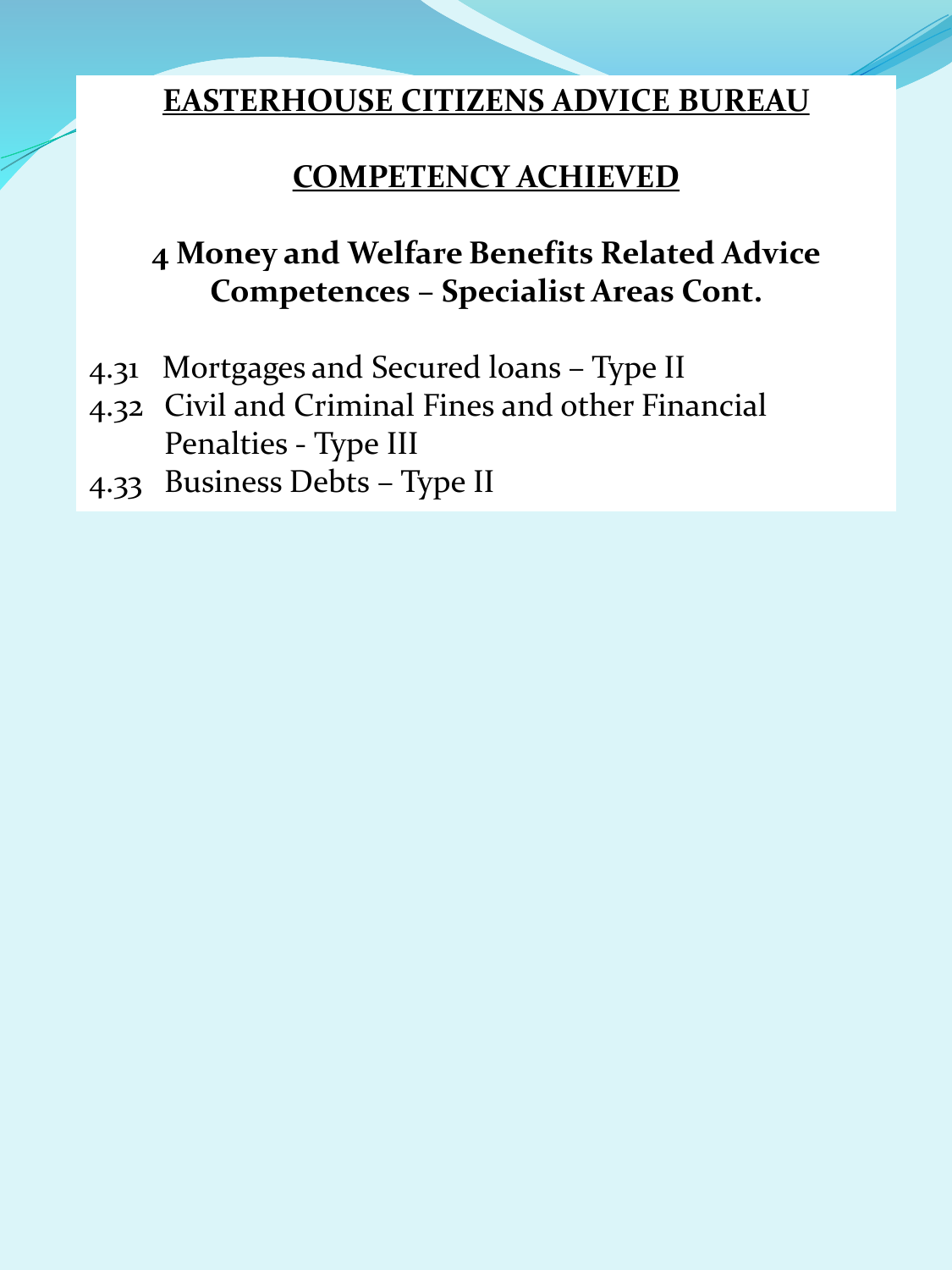# EASTERHOUSE CITIZENS ADVICE BUREAU

## COMPETENCY ACHIEVED

### 4 Money and Welfare Benefits Related Advice Competences – Specialist Areas Cont.

- 4.31 Mortgages and Secured loans – Type II
- 4.32 Civil and Criminal Fines and other Financial Penalties - Type III
- 4.33 Business Debts – Type II